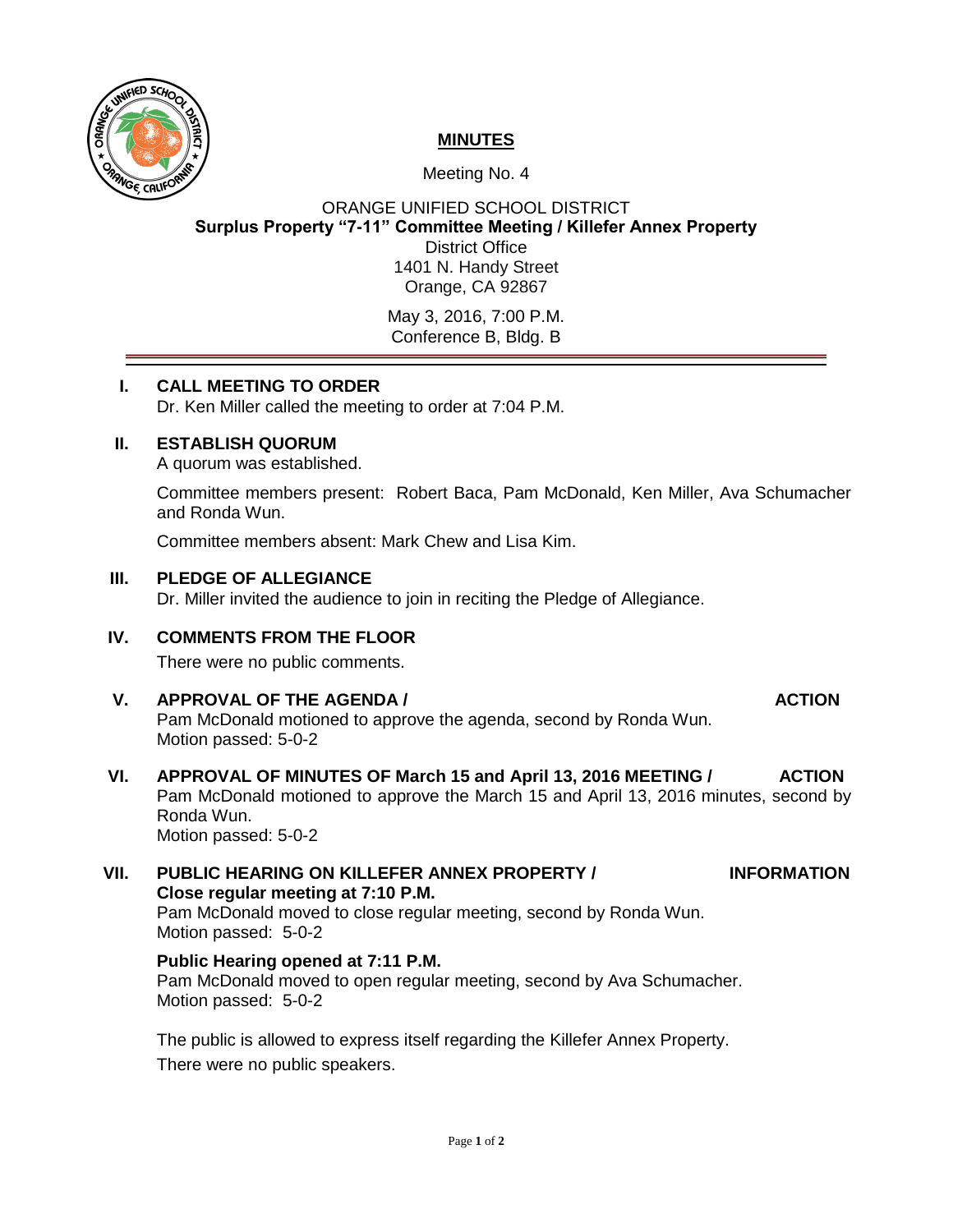# MINUTES

Meeting No. 4

ORANGE UNIFIED SCHOOL DISTRICT
**Surplus Property "7-11" Committee Meeting / Killefer Annex Property**
District Office
1401 N. Handy Street
Orange, CA 92867

May 3, 2016, 7:00 P.M.
Conference B, Bldg. B

---

## I. CALL MEETING TO ORDER

Dr. Ken Miller called the meeting to order at 7:04 P.M.

## II. ESTABLISH QUORUM

A quorum was established.

Committee members present: Robert Baca, Pam McDonald, Ken Miller, Ava Schumacher and Ronda Wun.

Committee members absent: Mark Chew and Lisa Kim.

## III. PLEDGE OF ALLEGIANCE

Dr. Miller invited the audience to join in reciting the Pledge of Allegiance.

## IV. COMMENTS FROM THE FLOOR

There were no public comments.

## V. APPROVAL OF THE AGENDA / ACTION

Pam McDonald motioned to approve the agenda, second by Ronda Wun.
Motion passed: 5-0-2

## VI. APPROVAL OF MINUTES OF March 15 and April 13, 2016 MEETING / ACTION

Pam McDonald motioned to approve the March 15 and April 13, 2016 minutes, second by Ronda Wun.
Motion passed: 5-0-2

## VII. PUBLIC HEARING ON KILLEFER ANNEX PROPERTY / INFORMATION

**Close regular meeting at 7:10 P.M.**
Pam McDonald moved to close regular meeting, second by Ronda Wun.
Motion passed: 5-0-2

**Public Hearing opened at 7:11 P.M.**
Pam McDonald moved to open regular meeting, second by Ava Schumacher.
Motion passed: 5-0-2

The public is allowed to express itself regarding the Killefer Annex Property.

There were no public speakers.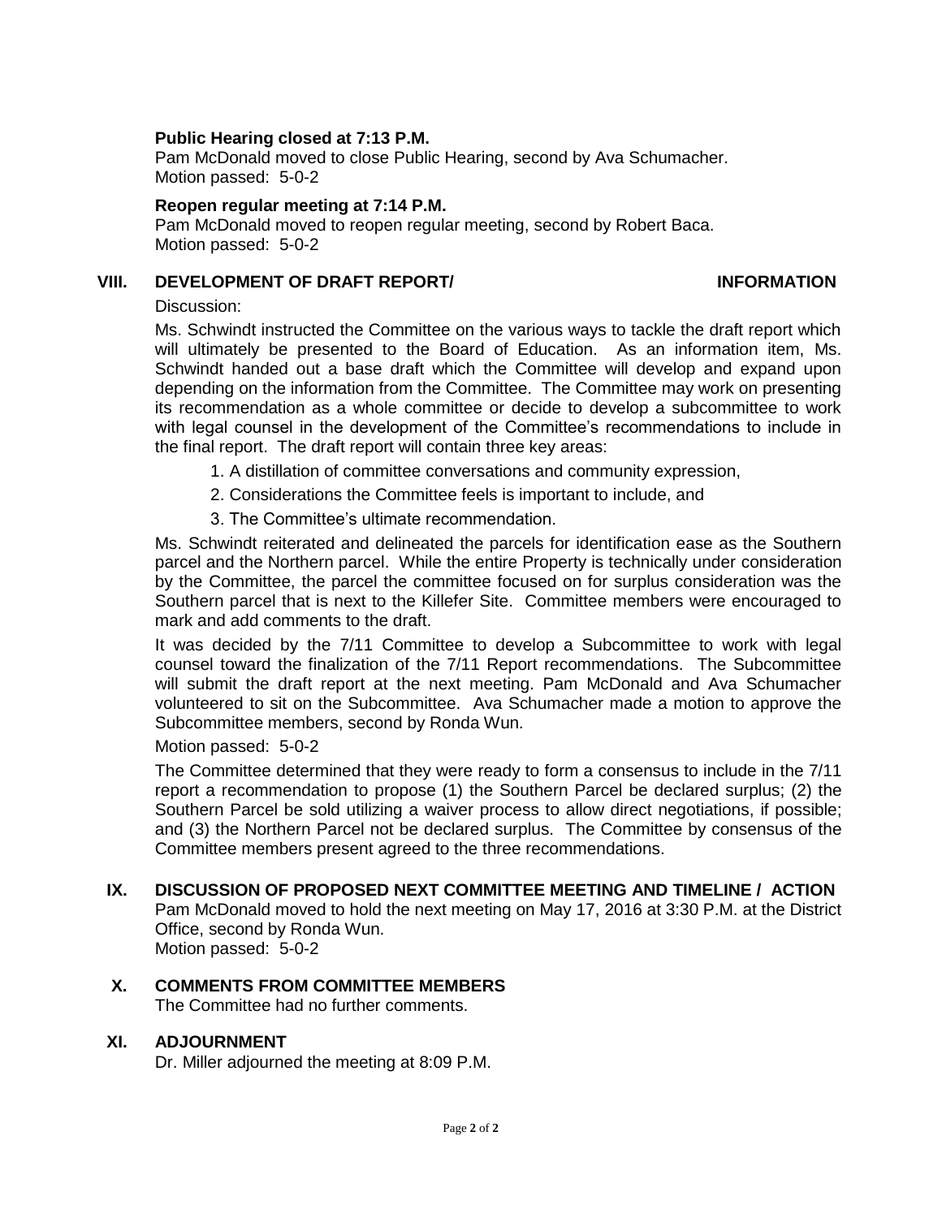**Public Hearing closed at 7:13 P.M.**
Pam McDonald moved to close Public Hearing, second by Ava Schumacher.
Motion passed: 5-0-2

**Reopen regular meeting at 7:14 P.M.**
Pam McDonald moved to reopen regular meeting, second by Robert Baca.
Motion passed: 5-0-2

## VIII. DEVELOPMENT OF DRAFT REPORT/ INFORMATION

Discussion:

Ms. Schwindt instructed the Committee on the various ways to tackle the draft report which will ultimately be presented to the Board of Education. As an information item, Ms. Schwindt handed out a base draft which the Committee will develop and expand upon depending on the information from the Committee. The Committee may work on presenting its recommendation as a whole committee or decide to develop a subcommittee to work with legal counsel in the development of the Committee's recommendations to include in the final report. The draft report will contain three key areas:

1. A distillation of committee conversations and community expression,
2. Considerations the Committee feels is important to include, and
3. The Committee's ultimate recommendation.

Ms. Schwindt reiterated and delineated the parcels for identification ease as the Southern parcel and the Northern parcel. While the entire Property is technically under consideration by the Committee, the parcel the committee focused on for surplus consideration was the Southern parcel that is next to the Killefer Site. Committee members were encouraged to mark and add comments to the draft.

It was decided by the 7/11 Committee to develop a Subcommittee to work with legal counsel toward the finalization of the 7/11 Report recommendations. The Subcommittee will submit the draft report at the next meeting. Pam McDonald and Ava Schumacher volunteered to sit on the Subcommittee. Ava Schumacher made a motion to approve the Subcommittee members, second by Ronda Wun.

Motion passed: 5-0-2

The Committee determined that they were ready to form a consensus to include in the 7/11 report a recommendation to propose (1) the Southern Parcel be declared surplus; (2) the Southern Parcel be sold utilizing a waiver process to allow direct negotiations, if possible; and (3) the Northern Parcel not be declared surplus. The Committee by consensus of the Committee members present agreed to the three recommendations.

## IX. DISCUSSION OF PROPOSED NEXT COMMITTEE MEETING AND TIMELINE / ACTION

Pam McDonald moved to hold the next meeting on May 17, 2016 at 3:30 P.M. at the District Office, second by Ronda Wun.
Motion passed: 5-0-2

## X. COMMENTS FROM COMMITTEE MEMBERS

The Committee had no further comments.

## XI. ADJOURNMENT

Dr. Miller adjourned the meeting at 8:09 P.M.